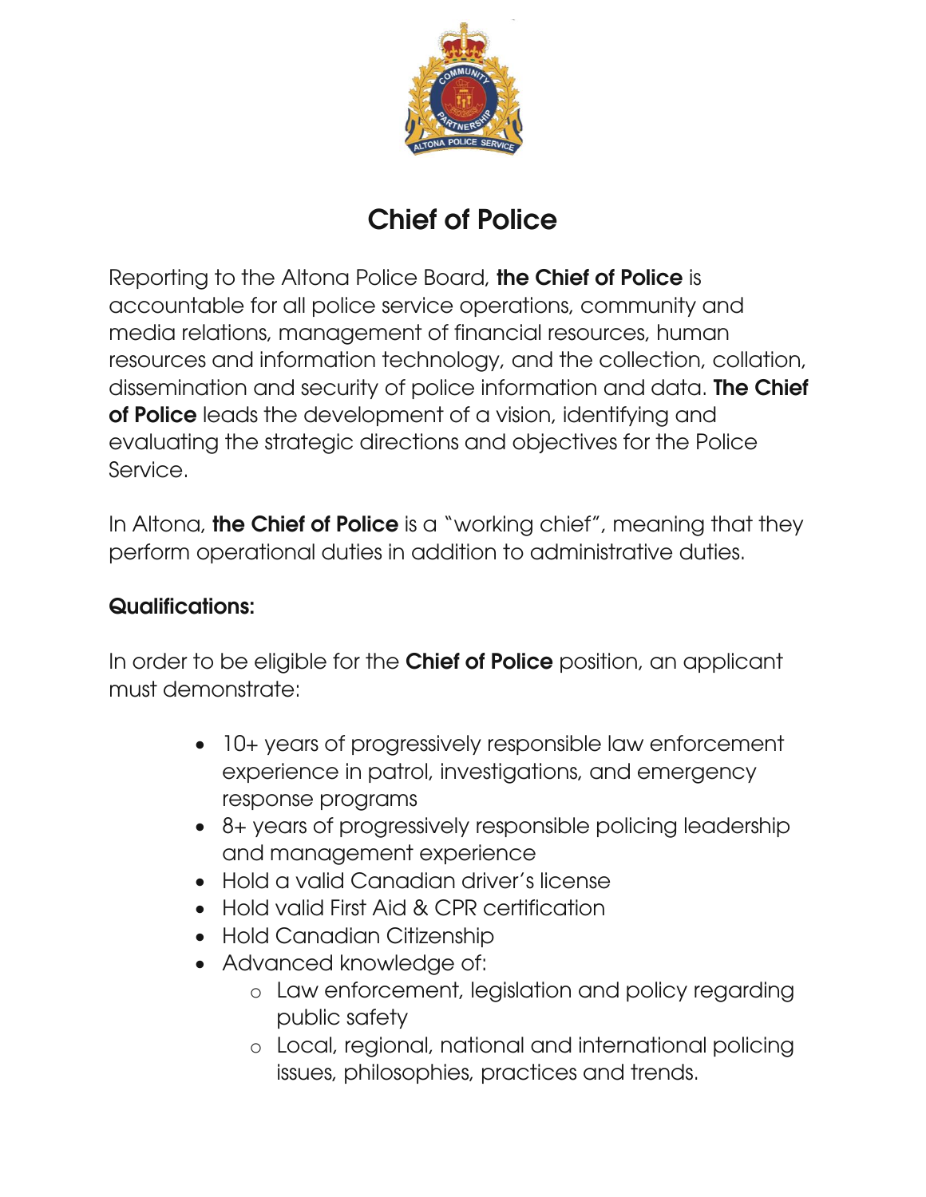# Chief of Police

Reporting to the Altona Police Board, **the Chief of Police** is accountable for all police service operations, community and media relations, management of financial resources, human resources and information technology, and the collection, collation, dissemination and security of police information and data. **The Chief of Police** leads the development of a vision, identifying and evaluating the strategic directions and objectives for the Police Service.

In Altona, **the Chief of Police** is a "working chief", meaning that they perform operational duties in addition to administrative duties.

**Qualifications:**

In order to be eligible for the **Chief of Police** position, an applicant must demonstrate:

- 10+ years of progressively responsible law enforcement experience in patrol, investigations, and emergency response programs
- 8+ years of progressively responsible policing leadership and management experience
- Hold a valid Canadian driver's license
- Hold valid First Aid & CPR certification
- Hold Canadian Citizenship
- Advanced knowledge of:
  - Law enforcement, legislation and policy regarding public safety
  - Local, regional, national and international policing issues, philosophies, practices and trends.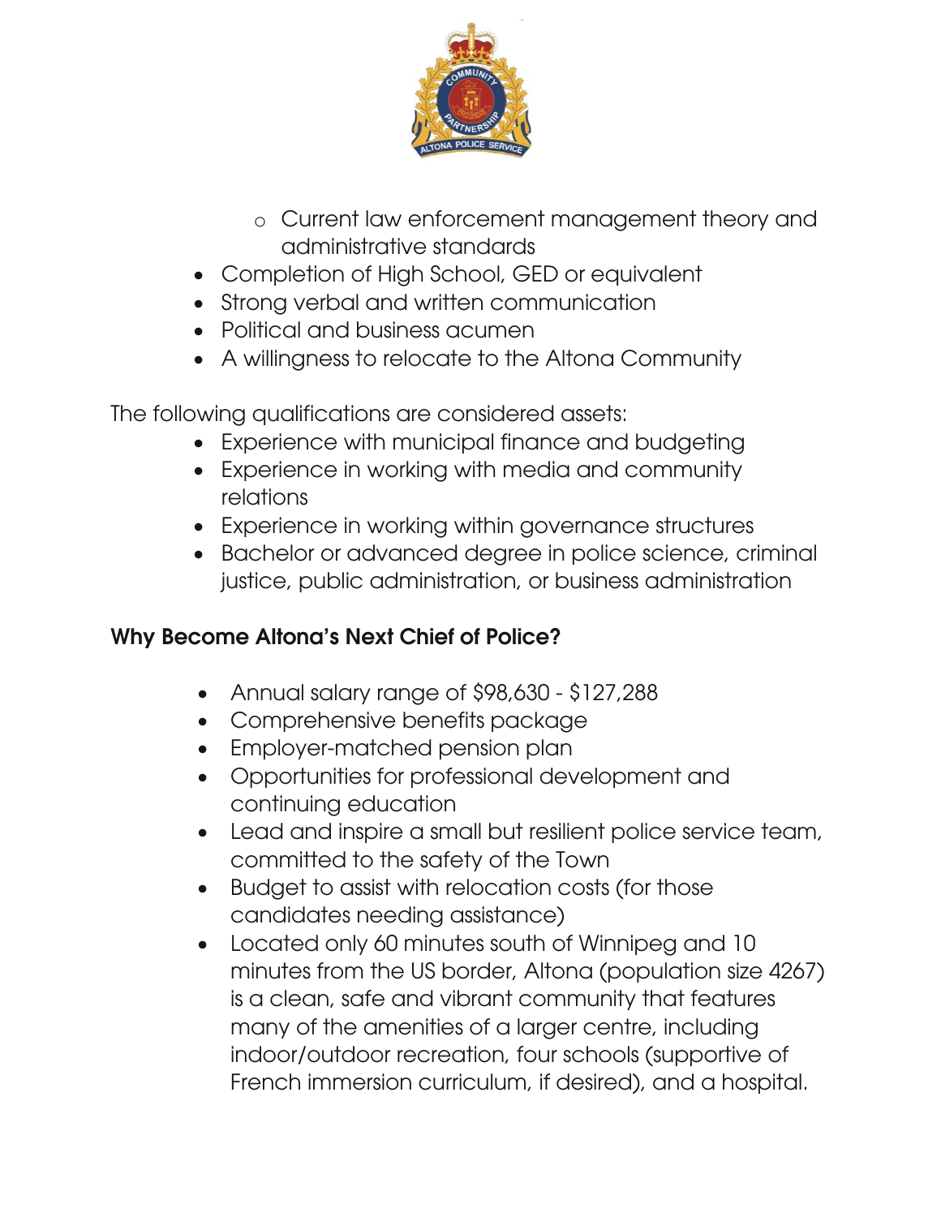- Current law enforcement management theory and administrative standards
- Completion of High School, GED or equivalent
- Strong verbal and written communication
- Political and business acumen
- A willingness to relocate to the Altona Community

The following qualifications are considered assets:

- Experience with municipal finance and budgeting
- Experience in working with media and community relations
- Experience in working within governance structures
- Bachelor or advanced degree in police science, criminal justice, public administration, or business administration

**Why Become Altona's Next Chief of Police?**

- Annual salary range of $98,630 - $127,288
- Comprehensive benefits package
- Employer-matched pension plan
- Opportunities for professional development and continuing education
- Lead and inspire a small but resilient police service team, committed to the safety of the Town
- Budget to assist with relocation costs (for those candidates needing assistance)
- Located only 60 minutes south of Winnipeg and 10 minutes from the US border, Altona (population size 4267) is a clean, safe and vibrant community that features many of the amenities of a larger centre, including indoor/outdoor recreation, four schools (supportive of French immersion curriculum, if desired), and a hospital.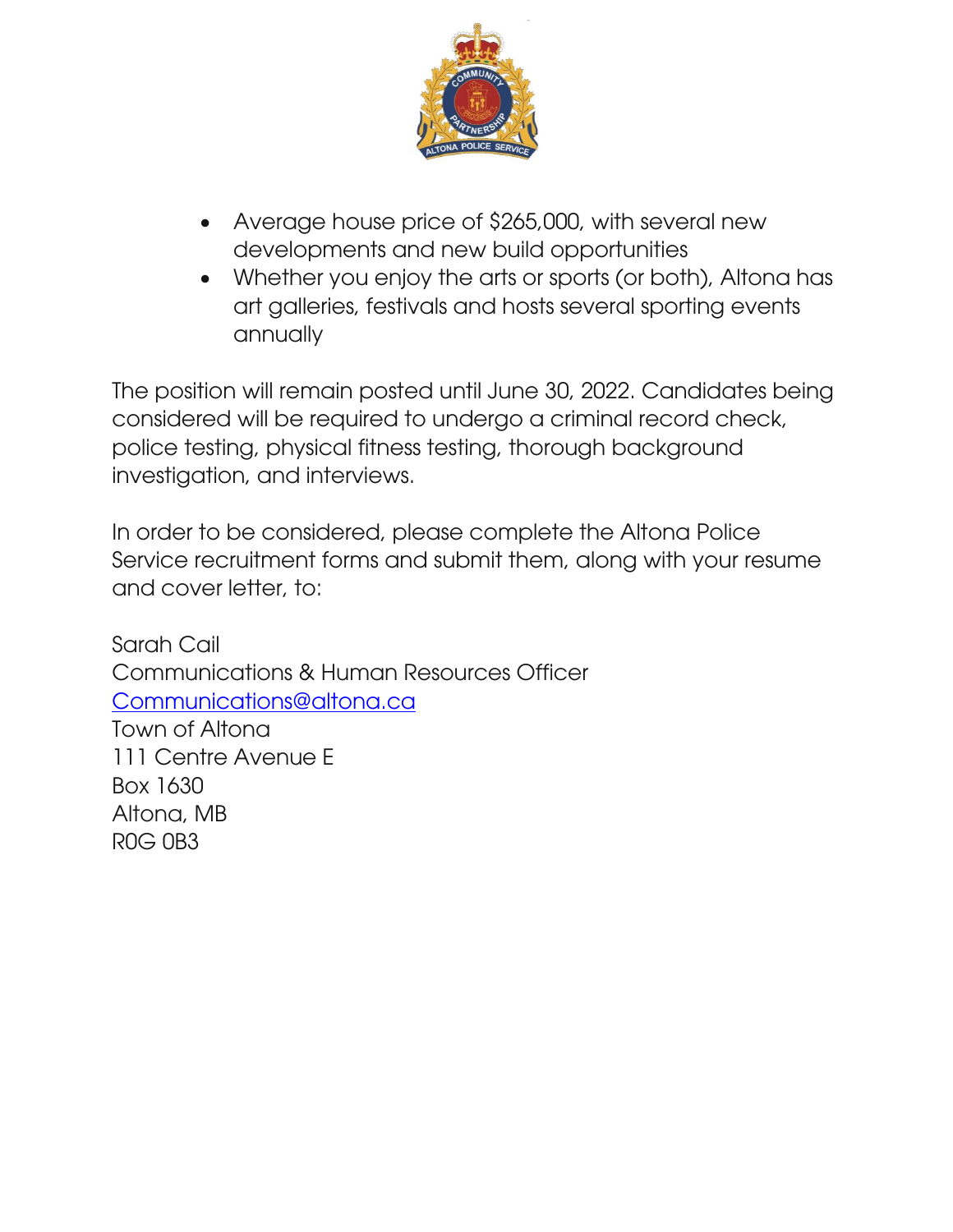- Average house price of $265,000, with several new developments and new build opportunities
- Whether you enjoy the arts or sports (or both), Altona has art galleries, festivals and hosts several sporting events annually

The position will remain posted until June 30, 2022. Candidates being considered will be required to undergo a criminal record check, police testing, physical fitness testing, thorough background investigation, and interviews.

In order to be considered, please complete the Altona Police Service recruitment forms and submit them, along with your resume and cover letter, to:

Sarah Cail
Communications & Human Resources Officer
Communications@altona.ca
Town of Altona
111 Centre Avenue E
Box 1630
Altona, MB
R0G 0B3